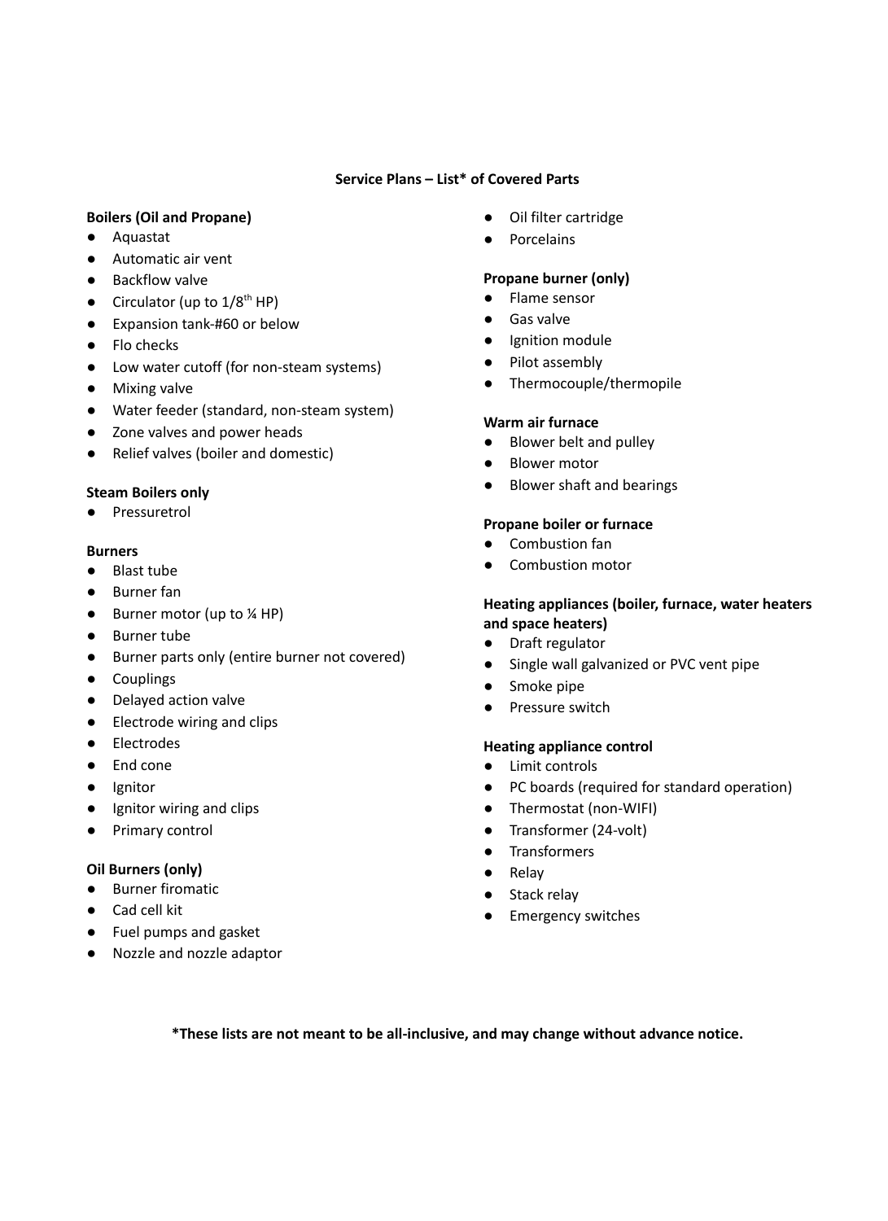**Service Plans – List* of Covered Parts**

**Boilers (Oil and Propane)**

- Aquastat
- Automatic air vent
- Backflow valve
- Circulator (up to 1/8th HP)
- Expansion tank-#60 or below
- Flo checks
- Low water cutoff (for non-steam systems)
- Mixing valve
- Water feeder (standard, non-steam system)
- Zone valves and power heads
- Relief valves (boiler and domestic)

**Steam Boilers only**

- Pressuretrol

**Burners**

- Blast tube
- Burner fan
- Burner motor (up to ¼ HP)
- Burner tube
- Burner parts only (entire burner not covered)
- Couplings
- Delayed action valve
- Electrode wiring and clips
- Electrodes
- End cone
- Ignitor
- Ignitor wiring and clips
- Primary control

**Oil Burners (only)**

- Burner firomatic
- Cad cell kit
- Fuel pumps and gasket
- Nozzle and nozzle adaptor
- Oil filter cartridge
- Porcelains

**Propane burner (only)**

- Flame sensor
- Gas valve
- Ignition module
- Pilot assembly
- Thermocouple/thermopile

**Warm air furnace**

- Blower belt and pulley
- Blower motor
- Blower shaft and bearings

**Propane boiler or furnace**

- Combustion fan
- Combustion motor

**Heating appliances (boiler, furnace, water heaters and space heaters)**

- Draft regulator
- Single wall galvanized or PVC vent pipe
- Smoke pipe
- Pressure switch

**Heating appliance control**

- Limit controls
- PC boards (required for standard operation)
- Thermostat (non-WIFI)
- Transformer (24-volt)
- Transformers
- Relay
- Stack relay
- Emergency switches

***These lists are not meant to be all-inclusive, and may change without advance notice.**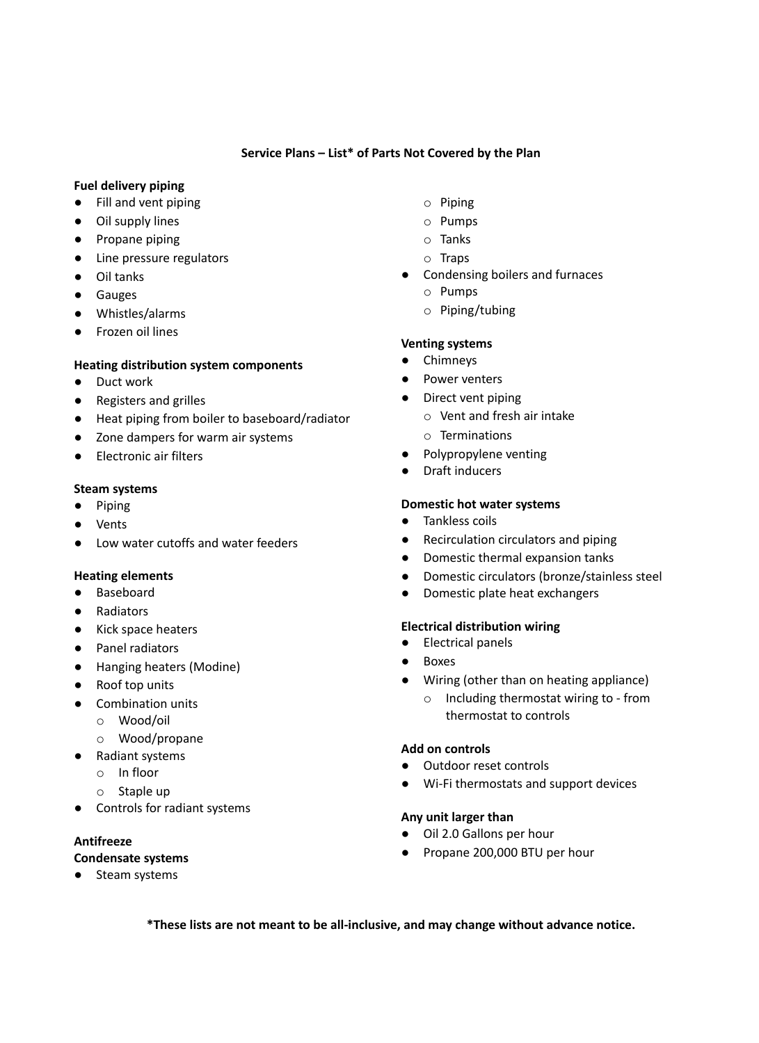**Service Plans – List* of Parts Not Covered by the Plan**

**Fuel delivery piping**

- Fill and vent piping
- Oil supply lines
- Propane piping
- Line pressure regulators
- Oil tanks
- Gauges
- Whistles/alarms
- Frozen oil lines

**Heating distribution system components**

- Duct work
- Registers and grilles
- Heat piping from boiler to baseboard/radiator
- Zone dampers for warm air systems
- Electronic air filters

**Steam systems**

- Piping
- Vents
- Low water cutoffs and water feeders

**Heating elements**

- Baseboard
- Radiators
- Kick space heaters
- Panel radiators
- Hanging heaters (Modine)
- Roof top units
- Combination units
    - Wood/oil
    - Wood/propane
- Radiant systems
    - In floor
    - Staple up
- Controls for radiant systems

**Antifreeze**

**Condensate systems**

- Steam systems
    - Piping
    - Pumps
    - Tanks
    - Traps
- Condensing boilers and furnaces
    - Pumps
    - Piping/tubing

**Venting systems**

- Chimneys
- Power venters
- Direct vent piping
    - Vent and fresh air intake
    - Terminations
- Polypropylene venting
- Draft inducers

**Domestic hot water systems**

- Tankless coils
- Recirculation circulators and piping
- Domestic thermal expansion tanks
- Domestic circulators (bronze/stainless steel
- Domestic plate heat exchangers

**Electrical distribution wiring**

- Electrical panels
- Boxes
- Wiring (other than on heating appliance)
    - Including thermostat wiring to - from thermostat to controls

**Add on controls**

- Outdoor reset controls
- Wi-Fi thermostats and support devices

**Any unit larger than**

- Oil 2.0 Gallons per hour
- Propane 200,000 BTU per hour

***These lists are not meant to be all-inclusive, and may change without advance notice.**